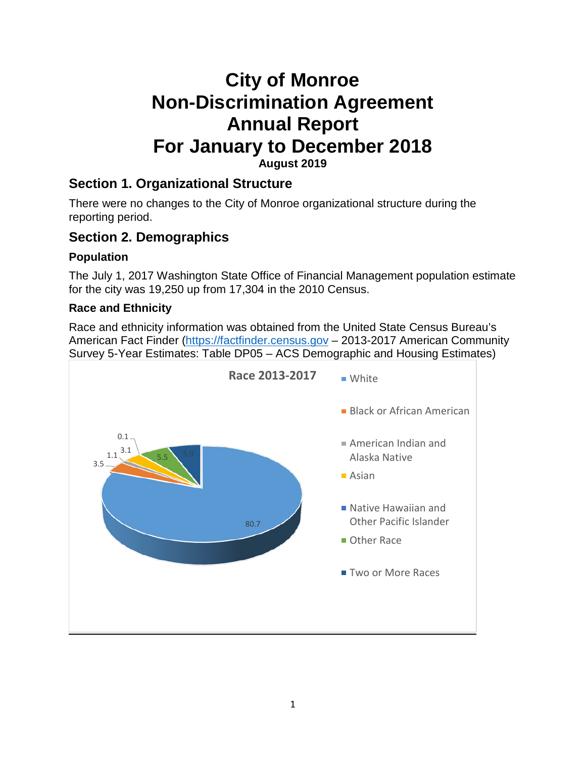# City of Monroe Non-Discrimination Agreement Annual Report For January to December 2018

**August 2019**

## Section 1. Organizational Structure

There were no changes to the City of Monroe organizational structure during the reporting period.

## Section 2. Demographics

### Population

The July 1, 2017 Washington State Office of Financial Management population estimate for the city was 19,250 up from 17,304 in the 2010 Census.

### Race and Ethnicity

Race and ethnicity information was obtained from the United State Census Bureau's American Fact Finder (https://factfinder.census.gov – 2013-2017 American Community Survey 5-Year Estimates: Table DP05 – ACS Demographic and Housing Estimates)

**Race 2013-2017**

| Race | Percent |
|---|---|
| White | 80.7 |
| Black or African American | 3.5 |
| American Indian and Alaska Native | 1.1 |
| Asian | 3.1 |
| Native Hawaiian and Other Pacific Islander | 0.1 |
| Other Race | 5.5 |
| Two or More Races | 5.9 |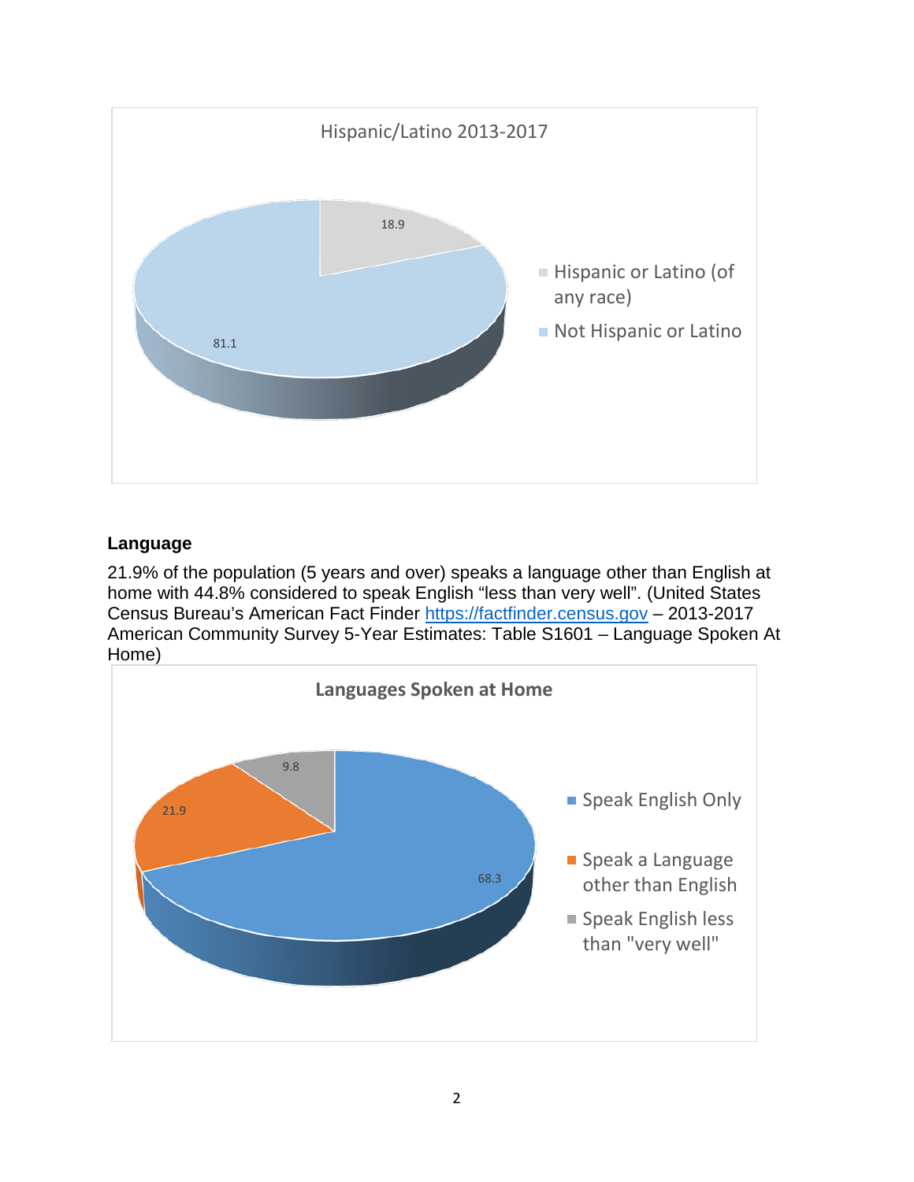Hispanic/Latino 2013-2017

| Category | Percent |
|---|---|
| Hispanic or Latino (of any race) | 18.9 |
| Not Hispanic or Latino | 81.1 |

## Language

21.9% of the population (5 years and over) speaks a language other than English at home with 44.8% considered to speak English "less than very well". (United States Census Bureau's American Fact Finder https://factfinder.census.gov – 2013-2017 American Community Survey 5-Year Estimates: Table S1601 – Language Spoken At Home)

**Languages Spoken at Home**

| Category | Percent |
|---|---|
| Speak English Only | 68.3 |
| Speak a Language other than English | 21.9 |
| Speak English less than "very well" | 9.8 |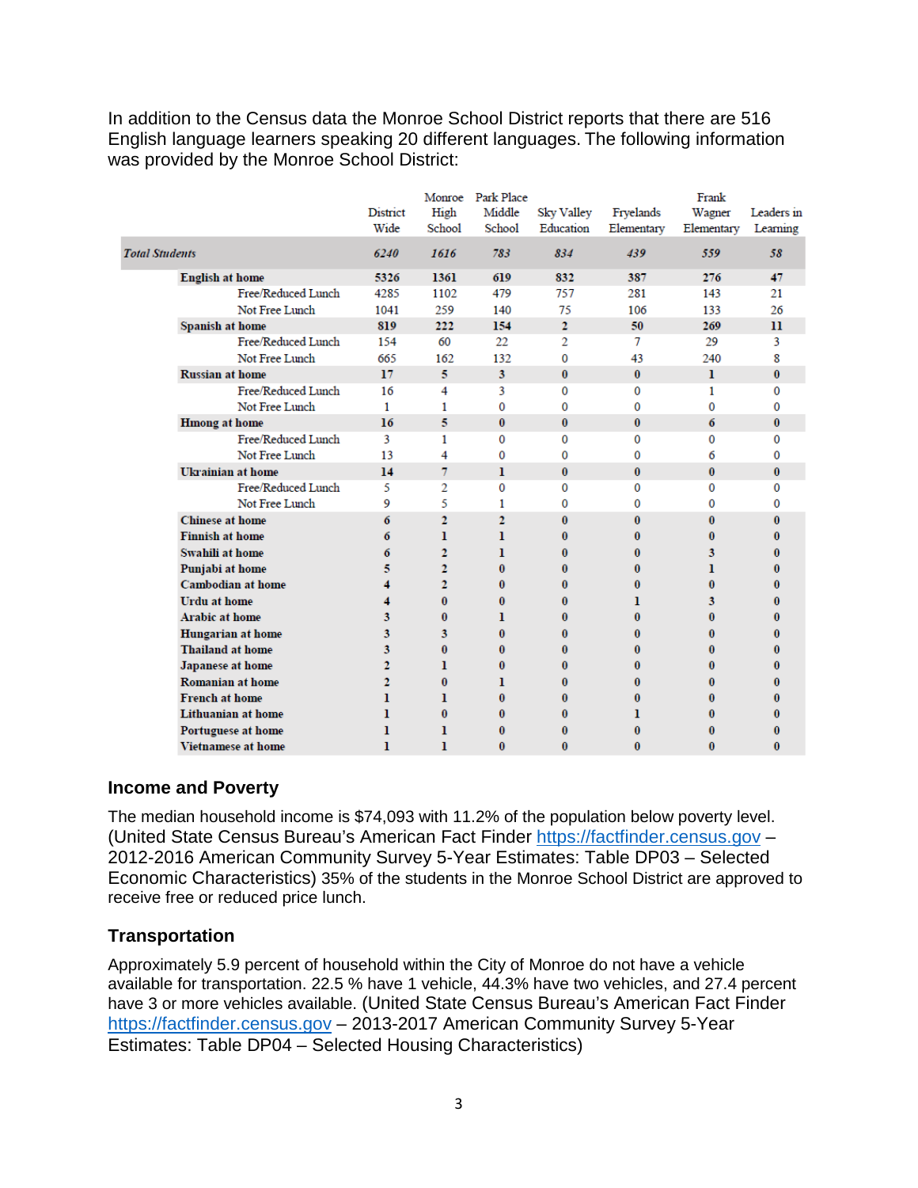In addition to the Census data the Monroe School District reports that there are 516 English language learners speaking 20 different languages. The following information was provided by the Monroe School District:

| | District Wide | Monroe High School | Park Place Middle School | Sky Valley Education | Fryelands Elementary | Frank Wagner Elementary | Leaders in Learning |
|---|---|---|---|---|---|---|---|
| ***Total Students*** | *6240* | *1616* | *783* | *834* | *439* | *559* | *58* |
| **English at home** | **5326** | **1361** | **619** | **832** | **387** | **276** | **47** |
| Free/Reduced Lunch | 4285 | 1102 | 479 | 757 | 281 | 143 | 21 |
| Not Free Lunch | 1041 | 259 | 140 | 75 | 106 | 133 | 26 |
| **Spanish at home** | **819** | **222** | **154** | **2** | **50** | **269** | **11** |
| Free/Reduced Lunch | 154 | 60 | 22 | 2 | 7 | 29 | 3 |
| Not Free Lunch | 665 | 162 | 132 | 0 | 43 | 240 | 8 |
| **Russian at home** | **17** | **5** | **3** | **0** | **0** | **1** | **0** |
| Free/Reduced Lunch | 16 | 4 | 3 | 0 | 0 | 1 | 0 |
| Not Free Lunch | 1 | 1 | 0 | 0 | 0 | 0 | 0 |
| **Hmong at home** | **16** | **5** | **0** | **0** | **0** | **6** | **0** |
| Free/Reduced Lunch | 3 | 1 | 0 | 0 | 0 | 0 | 0 |
| Not Free Lunch | 13 | 4 | 0 | 0 | 0 | 6 | 0 |
| **Ukrainian at home** | **14** | **7** | **1** | **0** | **0** | **0** | **0** |
| Free/Reduced Lunch | 5 | 2 | 0 | 0 | 0 | 0 | 0 |
| Not Free Lunch | 9 | 5 | 1 | 0 | 0 | 0 | 0 |
| **Chinese at home** | **6** | **2** | **2** | **0** | **0** | **0** | **0** |
| **Finnish at home** | **6** | **1** | **1** | **0** | **0** | **0** | **0** |
| **Swahili at home** | **6** | **2** | **1** | **0** | **0** | **3** | **0** |
| **Punjabi at home** | **5** | **2** | **0** | **0** | **0** | **1** | **0** |
| **Cambodian at home** | **4** | **2** | **0** | **0** | **0** | **0** | **0** |
| **Urdu at home** | **4** | **0** | **0** | **0** | **1** | **3** | **0** |
| **Arabic at home** | **3** | **0** | **1** | **0** | **0** | **0** | **0** |
| **Hungarian at home** | **3** | **3** | **0** | **0** | **0** | **0** | **0** |
| **Thailand at home** | **3** | **0** | **0** | **0** | **0** | **0** | **0** |
| **Japanese at home** | **2** | **1** | **0** | **0** | **0** | **0** | **0** |
| **Romanian at home** | **2** | **0** | **1** | **0** | **0** | **0** | **0** |
| **French at home** | **1** | **1** | **0** | **0** | **0** | **0** | **0** |
| **Lithuanian at home** | **1** | **0** | **0** | **0** | **1** | **0** | **0** |
| **Portuguese at home** | **1** | **1** | **0** | **0** | **0** | **0** | **0** |
| **Vietnamese at home** | **1** | **1** | **0** | **0** | **0** | **0** | **0** |

### Income and Poverty

The median household income is $74,093 with 11.2% of the population below poverty level. (United State Census Bureau's American Fact Finder https://factfinder.census.gov – 2012-2016 American Community Survey 5-Year Estimates: Table DP03 – Selected Economic Characteristics) 35% of the students in the Monroe School District are approved to receive free or reduced price lunch.

### Transportation

Approximately 5.9 percent of household within the City of Monroe do not have a vehicle available for transportation. 22.5 % have 1 vehicle, 44.3% have two vehicles, and 27.4 percent have 3 or more vehicles available. (United State Census Bureau's American Fact Finder https://factfinder.census.gov – 2013-2017 American Community Survey 5-Year Estimates: Table DP04 – Selected Housing Characteristics)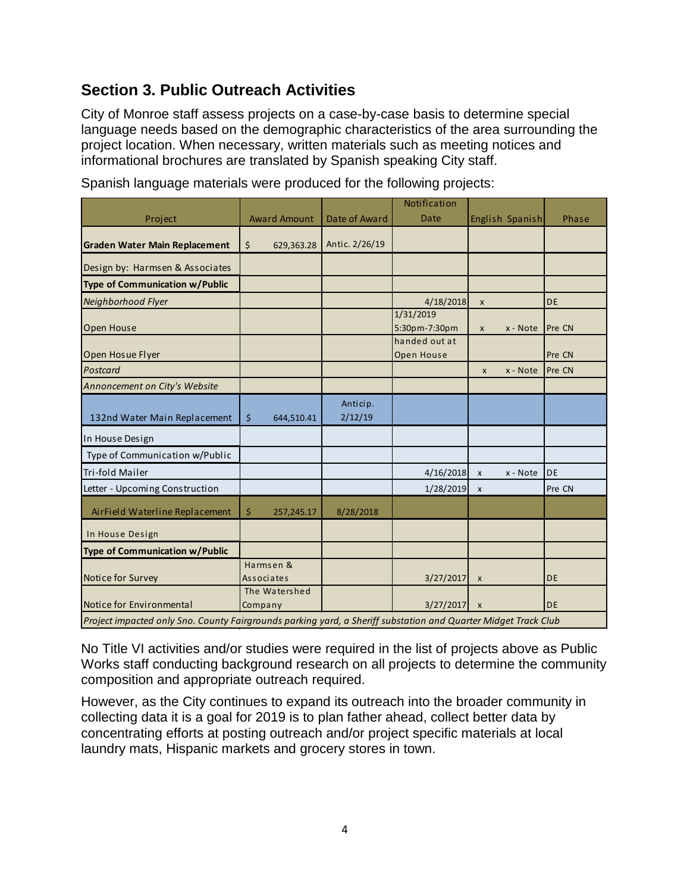## Section 3. Public Outreach Activities

City of Monroe staff assess projects on a case-by-case basis to determine special language needs based on the demographic characteristics of the area surrounding the project location. When necessary, written materials such as meeting notices and informational brochures are translated by Spanish speaking City staff.

Spanish language materials were produced for the following projects:

| Project | Award Amount | Date of Award | Notification Date | English | Spanish | Phase |
|---|---|---|---|---|---|---|
| **Graden Water Main Replacement** | $ 629,363.28 | Antic. 2/26/19 | | | | |
| Design by: Harmsen & Associates | | | | | | |
| **Type of Communication w/Public** | | | | | | |
| *Neighborhood Flyer* | | | 4/18/2018 | x | | DE |
| Open House | | | 1/31/2019 5:30pm-7:30pm | x | x - Note | Pre CN |
| Open Hosue Flyer | | | handed out at Open House | | | Pre CN |
| *Postcard* | | | | x | x - Note | Pre CN |
| *Annoncement on City's Website* | | | | | | |
| 132nd Water Main Replacement | $ 644,510.41 | Anticip. 2/12/19 | | | | |
| In House Design | | | | | | |
| Type of Communication w/Public | | | | | | |
| Tri-fold Mailer | | | 4/16/2018 | x | x - Note | DE |
| Letter - Upcoming Construction | | | 1/28/2019 | x | | Pre CN |
| AirField Waterline Replacement | $ 257,245.17 | 8/28/2018 | | | | |
| In House Design | | | | | | |
| **Type of Communication w/Public** | | | | | | |
| Notice for Survey | Harmsen & Associates | | 3/27/2017 | x | | DE |
| Notice for Environmental | The Watershed Company | | 3/27/2017 | x | | DE |
| *Project impacted only Sno. County Fairgrounds parking yard, a Sheriff substation and Quarter Midget Track Club* | | | | | | |

No Title VI activities and/or studies were required in the list of projects above as Public Works staff conducting background research on all projects to determine the community composition and appropriate outreach required.

However, as the City continues to expand its outreach into the broader community in collecting data it is a goal for 2019 is to plan father ahead, collect better data by concentrating efforts at posting outreach and/or project specific materials at local laundry mats, Hispanic markets and grocery stores in town.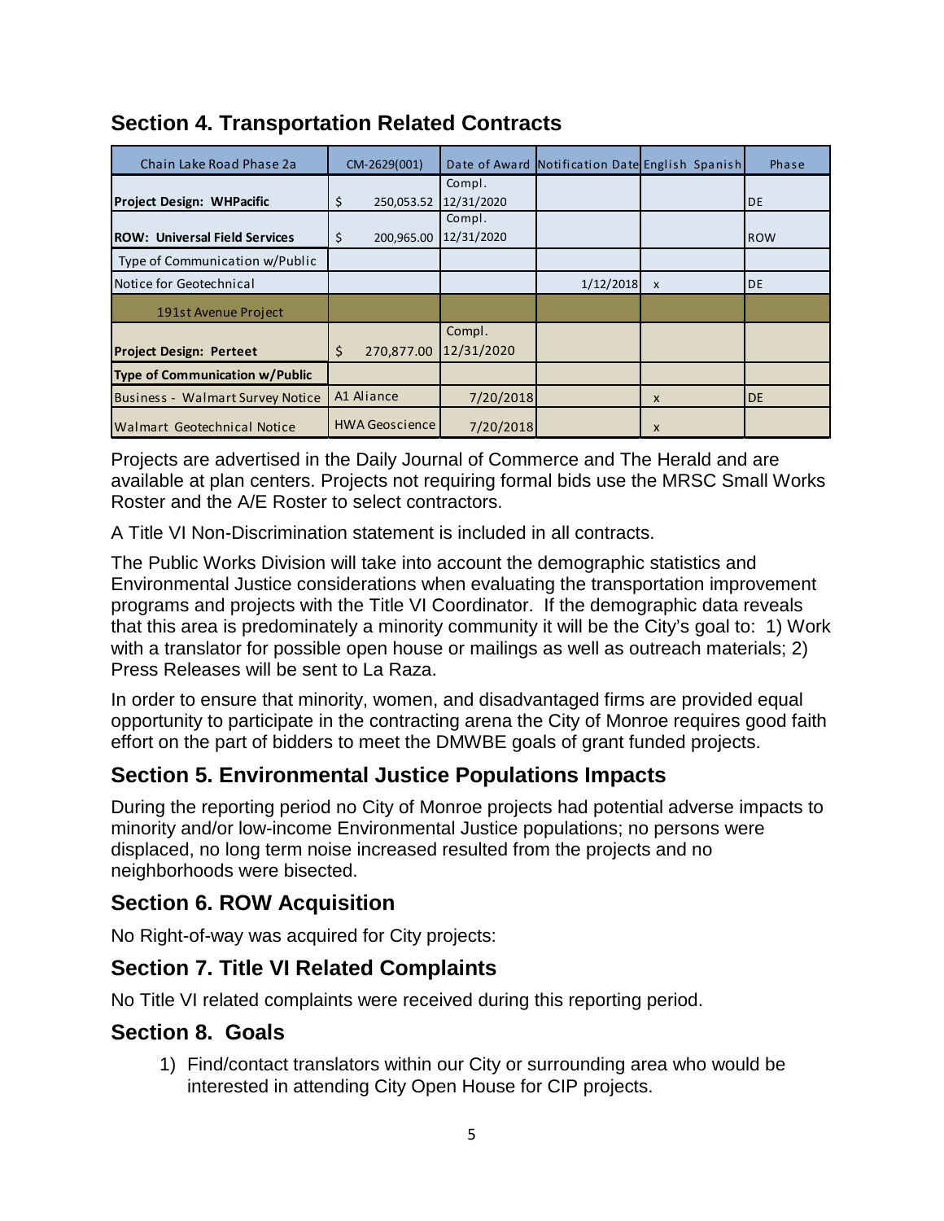## Section 4. Transportation Related Contracts

| Chain Lake Road Phase 2a | CM-2629(001) | Date of Award | Notification Date | English Spanish | Phase |
|---|---|---|---|---|---|
| **Project Design: WHPacific** | $ 250,053.52 | Compl. 12/31/2020 | | | DE |
| **ROW: Universal Field Services** | $ 200,965.00 | Compl. 12/31/2020 | | | ROW |
| Type of Communication w/Public | | | | | |
| Notice for Geotechnical | | | 1/12/2018 | x | DE |
| 191st Avenue Project | | | | | |
| **Project Design: Perteet** | $ 270,877.00 | Compl. 12/31/2020 | | | |
| **Type of Communication w/Public** | | | | | |
| Business - Walmart Survey Notice | A1 Aliance | 7/20/2018 | | x | DE |
| Walmart Geotechnical Notice | HWA Geoscience | 7/20/2018 | | x | |

Projects are advertised in the Daily Journal of Commerce and The Herald and are available at plan centers. Projects not requiring formal bids use the MRSC Small Works Roster and the A/E Roster to select contractors.

A Title VI Non-Discrimination statement is included in all contracts.

The Public Works Division will take into account the demographic statistics and Environmental Justice considerations when evaluating the transportation improvement programs and projects with the Title VI Coordinator. If the demographic data reveals that this area is predominately a minority community it will be the City's goal to: 1) Work with a translator for possible open house or mailings as well as outreach materials; 2) Press Releases will be sent to La Raza.

In order to ensure that minority, women, and disadvantaged firms are provided equal opportunity to participate in the contracting arena the City of Monroe requires good faith effort on the part of bidders to meet the DMWBE goals of grant funded projects.

## Section 5. Environmental Justice Populations Impacts

During the reporting period no City of Monroe projects had potential adverse impacts to minority and/or low-income Environmental Justice populations; no persons were displaced, no long term noise increased resulted from the projects and no neighborhoods were bisected.

## Section 6. ROW Acquisition

No Right-of-way was acquired for City projects:

## Section 7. Title VI Related Complaints

No Title VI related complaints were received during this reporting period.

## Section 8. Goals

1) Find/contact translators within our City or surrounding area who would be interested in attending City Open House for CIP projects.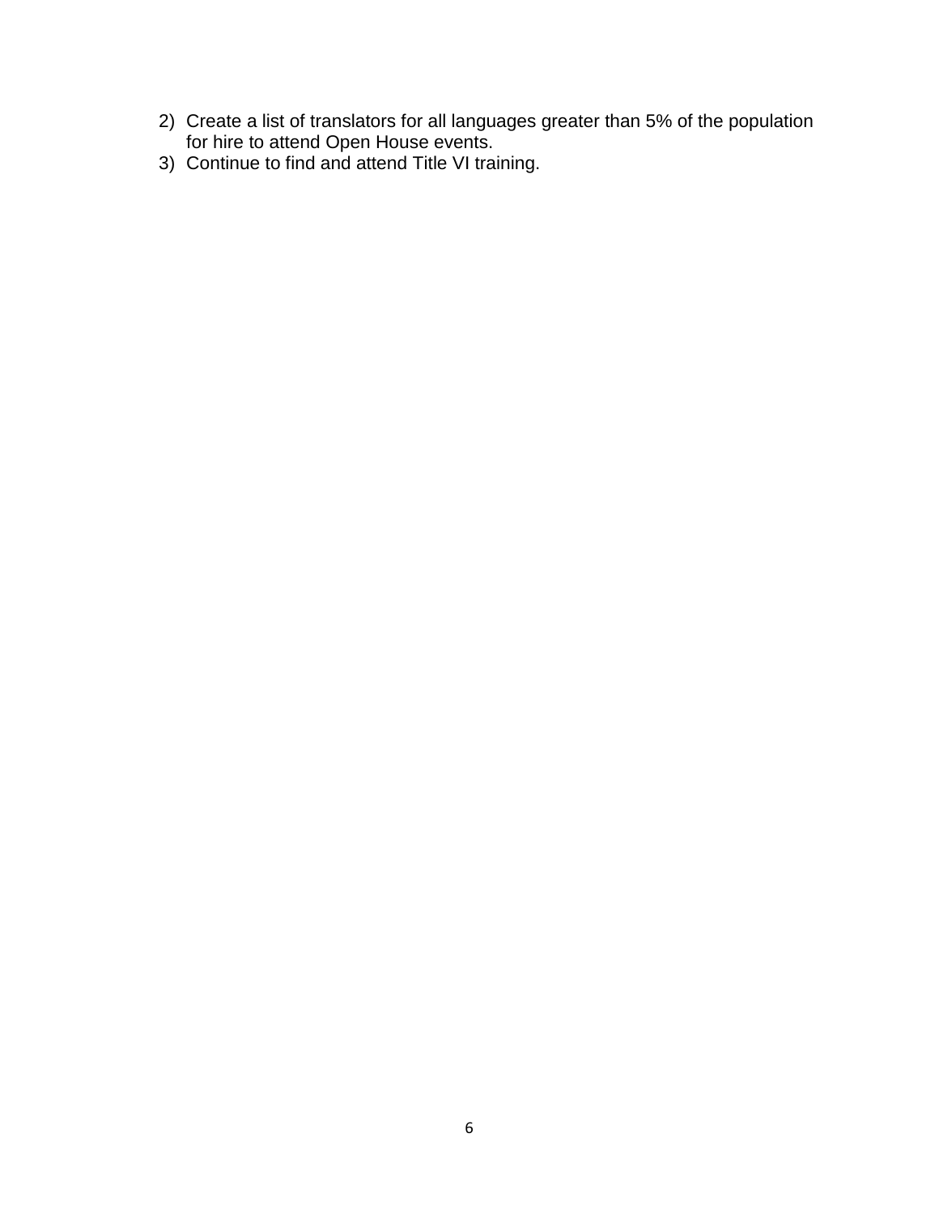2) Create a list of translators for all languages greater than 5% of the population for hire to attend Open House events.
3) Continue to find and attend Title VI training.